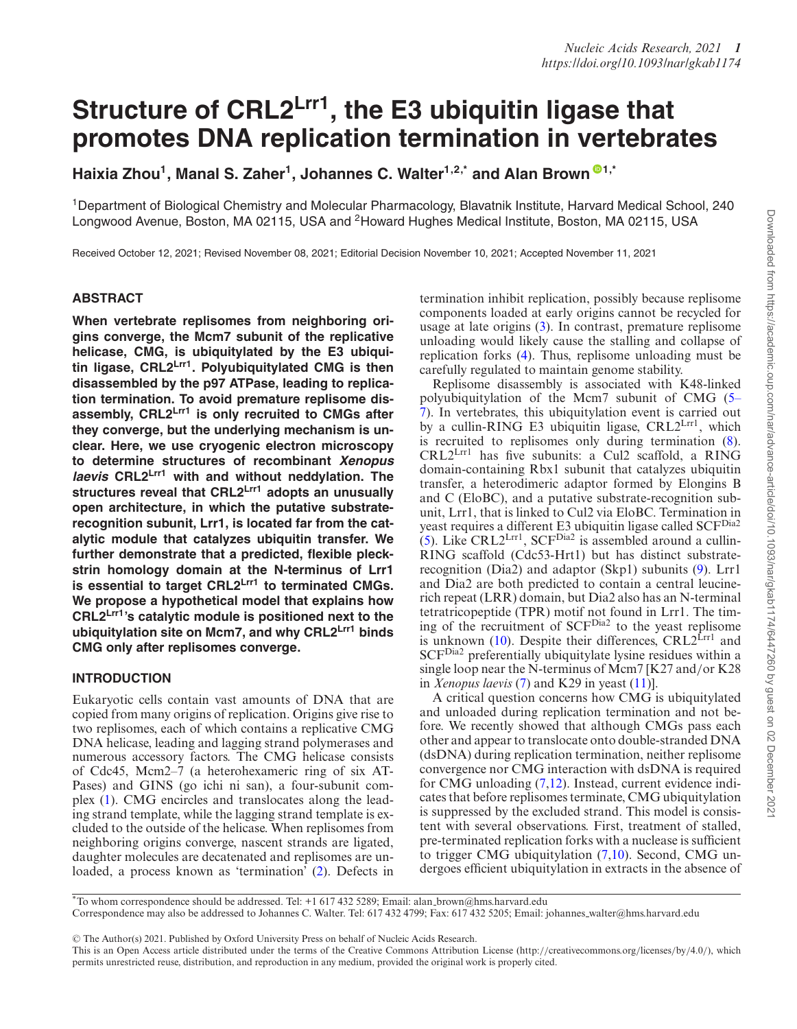# Structure of CRL2$^{Lrr1}$, the E3 ubiquitin ligase that promotes DNA replication termination in vertebrates

**Haixia Zhou[1], Manal S. Zaher[1], Johannes C. Walter[1,2,*] and Alan Brown[1,*]**

[1]Department of Biological Chemistry and Molecular Pharmacology, Blavatnik Institute, Harvard Medical School, 240 Longwood Avenue, Boston, MA 02115, USA and [2]Howard Hughes Medical Institute, Boston, MA 02115, USA

Received October 12, 2021; Revised November 08, 2021; Editorial Decision November 10, 2021; Accepted November 11, 2021

## ABSTRACT

**When vertebrate replisomes from neighboring origins converge, the Mcm7 subunit of the replicative helicase, CMG, is ubiquitylated by the E3 ubiquitin ligase, CRL2$^{Lrr1}$. Polyubiquitylated CMG is then disassembled by the p97 ATPase, leading to replication termination. To avoid premature replisome disassembly, CRL2$^{Lrr1}$ is only recruited to CMGs after they converge, but the underlying mechanism is unclear. Here, we use cryogenic electron microscopy to determine structures of recombinant *Xenopus laevis* CRL2$^{Lrr1}$ with and without neddylation. The structures reveal that CRL2$^{Lrr1}$ adopts an unusually open architecture, in which the putative substrate-recognition subunit, Lrr1, is located far from the catalytic module that catalyzes ubiquitin transfer. We further demonstrate that a predicted, flexible pleckstrin homology domain at the N-terminus of Lrr1 is essential to target CRL2$^{Lrr1}$ to terminated CMGs. We propose a hypothetical model that explains how CRL2$^{Lrr1}$'s catalytic module is positioned next to the ubiquitylation site on Mcm7, and why CRL2$^{Lrr1}$ binds CMG only after replisomes converge.**

## INTRODUCTION

Eukaryotic cells contain vast amounts of DNA that are copied from many origins of replication. Origins give rise to two replisomes, each of which contains a replicative CMG DNA helicase, leading and lagging strand polymerases and numerous accessory factors. The CMG helicase consists of Cdc45, Mcm2–7 (a heterohexameric ring of six ATPases) and GINS (go ichi ni san), a four-subunit complex (1). CMG encircles and translocates along the leading strand template, while the lagging strand template is excluded to the outside of the helicase. When replisomes from neighboring origins converge, nascent strands are ligated, daughter molecules are decatenated and replisomes are unloaded, a process known as 'termination' (2). Defects in termination inhibit replication, possibly because replisome components loaded at early origins cannot be recycled for usage at late origins (3). In contrast, premature replisome unloading would likely cause the stalling and collapse of replication forks (4). Thus, replisome unloading must be carefully regulated to maintain genome stability.

Replisome disassembly is associated with K48-linked polyubiquitylation of the Mcm7 subunit of CMG (5–7). In vertebrates, this ubiquitylation event is carried out by a cullin-RING E3 ubiquitin ligase, CRL2$^{Lrr1}$, which is recruited to replisomes only during termination (8). CRL2$^{Lrr1}$ has five subunits: a Cul2 scaffold, a RING domain-containing Rbx1 subunit that catalyzes ubiquitin transfer, a heterodimeric adaptor formed by Elongins B and C (EloBC), and a putative substrate-recognition subunit, Lrr1, that is linked to Cul2 via EloBC. Termination in yeast requires a different E3 ubiquitin ligase called SCF$^{Dia2}$ (5). Like CRL2$^{Lrr1}$, SCF$^{Dia2}$ is assembled around a cullin-RING scaffold (Cdc53-Hrt1) but has distinct substrate-recognition (Dia2) and adaptor (Skp1) subunits (9). Lrr1 and Dia2 are both predicted to contain a central leucine-rich repeat (LRR) domain, but Dia2 also has an N-terminal tetratricopeptide (TPR) motif not found in Lrr1. The timing of the recruitment of SCF$^{Dia2}$ to the yeast replisome is unknown (10). Despite their differences, CRL2$^{Lrr1}$ and SCF$^{Dia2}$ preferentially ubiquitylate lysine residues within a single loop near the N-terminus of Mcm7 [K27 and/or K28 in *Xenopus laevis* (7) and K29 in yeast (11)].

A critical question concerns how CMG is ubiquitylated and unloaded during replication termination and not before. We recently showed that although CMGs pass each other and appear to translocate onto double-stranded DNA (dsDNA) during replication termination, neither replisome convergence nor CMG interaction with dsDNA is required for CMG unloading (7,12). Instead, current evidence indicates that before replisomes terminate, CMG ubiquitylation is suppressed by the excluded strand. This model is consistent with several observations. First, treatment of stalled, pre-terminated replication forks with a nuclease is sufficient to trigger CMG ubiquitylation (7,10). Second, CMG undergoes efficient ubiquitylation in extracts in the absence of

*To whom correspondence should be addressed. Tel: +1 617 432 5289; Email: alan_brown@hms.harvard.edu
Correspondence may also be addressed to Johannes C. Walter. Tel: 617 432 4799; Fax: 617 432 5205; Email: johannes_walter@hms.harvard.edu

© The Author(s) 2021. Published by Oxford University Press on behalf of Nucleic Acids Research.
This is an Open Access article distributed under the terms of the Creative Commons Attribution License (http://creativecommons.org/licenses/by/4.0/), which permits unrestricted reuse, distribution, and reproduction in any medium, provided the original work is properly cited.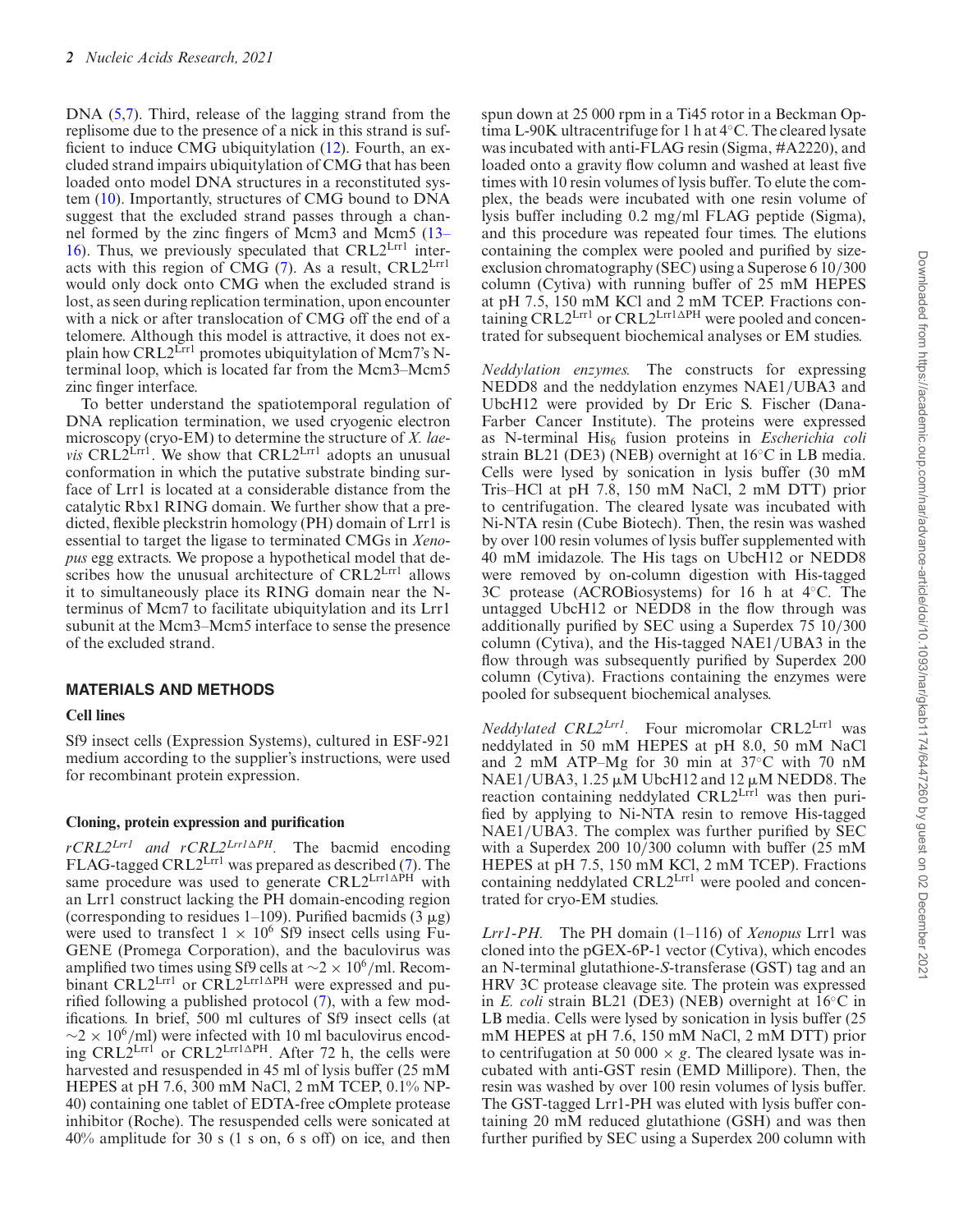DNA (5,7). Third, release of the lagging strand from the replisome due to the presence of a nick in this strand is sufficient to induce CMG ubiquitylation (12). Fourth, an excluded strand impairs ubiquitylation of CMG that has been loaded onto model DNA structures in a reconstituted system (10). Importantly, structures of CMG bound to DNA suggest that the excluded strand passes through a channel formed by the zinc fingers of Mcm3 and Mcm5 (13–16). Thus, we previously speculated that CRL2$^{Lrr1}$ interacts with this region of CMG (7). As a result, CRL2$^{Lrr1}$ would only dock onto CMG when the excluded strand is lost, as seen during replication termination, upon encounter with a nick or after translocation of CMG off the end of a telomere. Although this model is attractive, it does not explain how CRL2$^{Lrr1}$ promotes ubiquitylation of Mcm7's N-terminal loop, which is located far from the Mcm3–Mcm5 zinc finger interface.

To better understand the spatiotemporal regulation of DNA replication termination, we used cryogenic electron microscopy (cryo-EM) to determine the structure of *X. laevis* CRL2$^{Lrr1}$. We show that CRL2$^{Lrr1}$ adopts an unusual conformation in which the putative substrate binding surface of Lrr1 is located at a considerable distance from the catalytic Rbx1 RING domain. We further show that a predicted, flexible pleckstrin homology (PH) domain of Lrr1 is essential to target the ligase to terminated CMGs in *Xenopus* egg extracts. We propose a hypothetical model that describes how the unusual architecture of CRL2$^{Lrr1}$ allows it to simultaneously place its RING domain near the N-terminus of Mcm7 to facilitate ubiquitylation and its Lrr1 subunit at the Mcm3–Mcm5 interface to sense the presence of the excluded strand.

## MATERIALS AND METHODS

### Cell lines

Sf9 insect cells (Expression Systems), cultured in ESF-921 medium according to the supplier's instructions, were used for recombinant protein expression.

### Cloning, protein expression and purification

*rCRL2$^{Lrr1}$ and rCRL2$^{Lrr1\Delta PH}$.* The bacmid encoding FLAG-tagged CRL2$^{Lrr1}$ was prepared as described (7). The same procedure was used to generate CRL2$^{Lrr1\Delta PH}$ with an Lrr1 construct lacking the PH domain-encoding region (corresponding to residues 1–109). Purified bacmids (3 μg) were used to transfect $1 \times 10^6$ Sf9 insect cells using FuGENE (Promega Corporation), and the baculovirus was amplified two times using Sf9 cells at $\sim 2 \times 10^6$/ml. Recombinant CRL2$^{Lrr1}$ or CRL2$^{Lrr1\Delta PH}$ were expressed and purified following a published protocol (7), with a few modifications. In brief, 500 ml cultures of Sf9 insect cells (at $\sim 2 \times 10^6$/ml) were infected with 10 ml baculovirus encoding CRL2$^{Lrr1}$ or CRL2$^{Lrr1\Delta PH}$. After 72 h, the cells were harvested and resuspended in 45 ml of lysis buffer (25 mM HEPES at pH 7.6, 300 mM NaCl, 2 mM TCEP, 0.1% NP-40) containing one tablet of EDTA-free cOmplete protease inhibitor (Roche). The resuspended cells were sonicated at 40% amplitude for 30 s (1 s on, 6 s off) on ice, and then spun down at 25 000 rpm in a Ti45 rotor in a Beckman Optima L-90K ultracentrifuge for 1 h at 4°C. The cleared lysate was incubated with anti-FLAG resin (Sigma, #A2220), and loaded onto a gravity flow column and washed at least five times with 10 resin volumes of lysis buffer. To elute the complex, the beads were incubated with one resin volume of lysis buffer including 0.2 mg/ml FLAG peptide (Sigma), and this procedure was repeated four times. The elutions containing the complex were pooled and purified by size-exclusion chromatography (SEC) using a Superose 6 10/300 column (Cytiva) with running buffer of 25 mM HEPES at pH 7.5, 150 mM KCl and 2 mM TCEP. Fractions containing CRL2$^{Lrr1}$ or CRL2$^{Lrr1\Delta PH}$ were pooled and concentrated for subsequent biochemical analyses or EM studies.

*Neddylation enzymes.* The constructs for expressing NEDD8 and the neddylation enzymes NAE1/UBA3 and UbcH12 were provided by Dr Eric S. Fischer (Dana-Farber Cancer Institute). The proteins were expressed as N-terminal His$_6$ fusion proteins in *Escherichia coli* strain BL21 (DE3) (NEB) overnight at 16°C in LB media. Cells were lysed by sonication in lysis buffer (30 mM Tris–HCl at pH 7.8, 150 mM NaCl, 2 mM DTT) prior to centrifugation. The cleared lysate was incubated with Ni-NTA resin (Cube Biotech). Then, the resin was washed by over 100 resin volumes of lysis buffer supplemented with 40 mM imidazole. The His tags on UbcH12 or NEDD8 were removed by on-column digestion with His-tagged 3C protease (ACROBiosystems) for 16 h at 4°C. The untagged UbcH12 or NEDD8 in the flow through was additionally purified by SEC using a Superdex 75 10/300 column (Cytiva), and the His-tagged NAE1/UBA3 in the flow through was subsequently purified by Superdex 200 column (Cytiva). Fractions containing the enzymes were pooled for subsequent biochemical analyses.

*Neddylated CRL2$^{Lrr1}$.* Four micromolar CRL2$^{Lrr1}$ was neddylated in 50 mM HEPES at pH 8.0, 50 mM NaCl and 2 mM ATP–Mg for 30 min at 37°C with 70 nM NAE1/UBA3, 1.25 μM UbcH12 and 12 μM NEDD8. The reaction containing neddylated CRL2$^{Lrr1}$ was then purified by applying to Ni-NTA resin to remove His-tagged NAE1/UBA3. The complex was further purified by SEC with a Superdex 200 10/300 column with buffer (25 mM HEPES at pH 7.5, 150 mM KCl, 2 mM TCEP). Fractions containing neddylated CRL2$^{Lrr1}$ were pooled and concentrated for cryo-EM studies.

*Lrr1-PH.* The PH domain (1–116) of *Xenopus* Lrr1 was cloned into the pGEX-6P-1 vector (Cytiva), which encodes an N-terminal glutathione-*S*-transferase (GST) tag and an HRV 3C protease cleavage site. The protein was expressed in *E. coli* strain BL21 (DE3) (NEB) overnight at 16°C in LB media. Cells were lysed by sonication in lysis buffer (25 mM HEPES at pH 7.6, 150 mM NaCl, 2 mM DTT) prior to centrifugation at 50 000 × *g*. The cleared lysate was incubated with anti-GST resin (EMD Millipore). Then, the resin was washed by over 100 resin volumes of lysis buffer. The GST-tagged Lrr1-PH was eluted with lysis buffer containing 20 mM reduced glutathione (GSH) and was then further purified by SEC using a Superdex 200 column with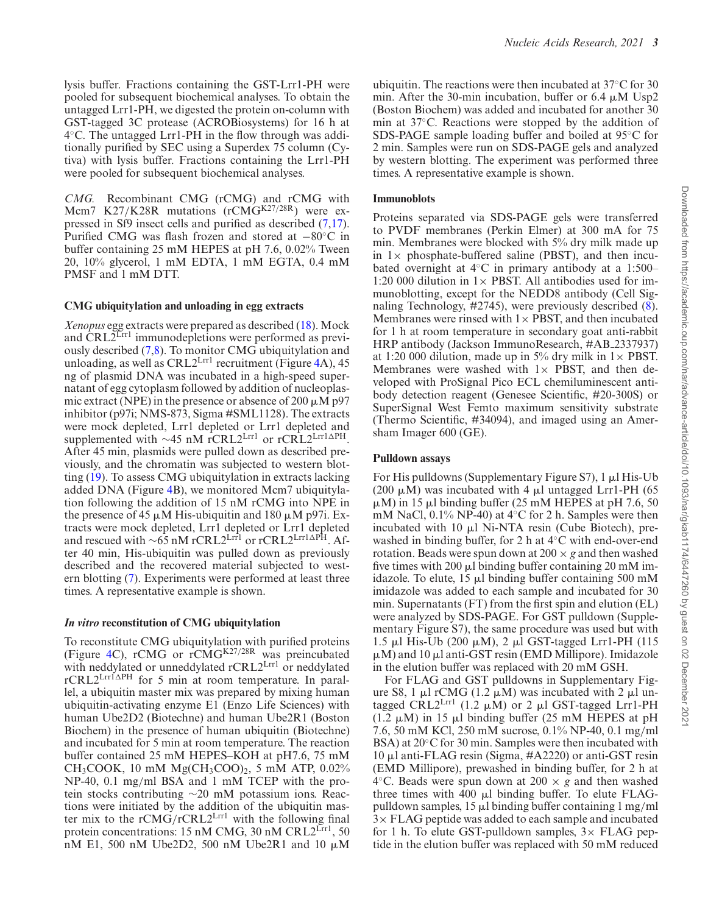lysis buffer. Fractions containing the GST-Lrr1-PH were pooled for subsequent biochemical analyses. To obtain the untagged Lrr1-PH, we digested the protein on-column with GST-tagged 3C protease (ACROBiosystems) for 16 h at 4°C. The untagged Lrr1-PH in the flow through was additionally purified by SEC using a Superdex 75 column (Cytiva) with lysis buffer. Fractions containing the Lrr1-PH were pooled for subsequent biochemical analyses.

*CMG.* Recombinant CMG (rCMG) and rCMG with Mcm7 K27/K28R mutations (rCMG$^{K27/28R}$) were expressed in Sf9 insect cells and purified as described (7,17). Purified CMG was flash frozen and stored at −80°C in buffer containing 25 mM HEPES at pH 7.6, 0.02% Tween 20, 10% glycerol, 1 mM EDTA, 1 mM EGTA, 0.4 mM PMSF and 1 mM DTT.

### CMG ubiquitylation and unloading in egg extracts

*Xenopus* egg extracts were prepared as described (18). Mock and CRL2$^{Lrr1}$ immunodepletions were performed as previously described (7,8). To monitor CMG ubiquitylation and unloading, as well as CRL2$^{Lrr1}$ recruitment (Figure 4A), 45 ng of plasmid DNA was incubated in a high-speed supernatant of egg cytoplasm followed by addition of nucleoplasmic extract (NPE) in the presence or absence of 200 μM p97 inhibitor (p97i; NMS-873, Sigma #SML1128). The extracts were mock depleted, Lrr1 depleted or Lrr1 depleted and supplemented with ∼45 nM rCRL2$^{Lrr1}$ or rCRL2$^{Lrr1\Delta PH}$. After 45 min, plasmids were pulled down as described previously, and the chromatin was subjected to western blotting (19). To assess CMG ubiquitylation in extracts lacking added DNA (Figure 4B), we monitored Mcm7 ubiquitylation following the addition of 15 nM rCMG into NPE in the presence of 45 μM His-ubiquitin and 180 μM p97i. Extracts were mock depleted, Lrr1 depleted or Lrr1 depleted and rescued with ∼65 nM rCRL2$^{Lrr1}$ or rCRL2$^{Lrr1\Delta PH}$. After 40 min, His-ubiquitin was pulled down as previously described and the recovered material subjected to western blotting (7). Experiments were performed at least three times. A representative example is shown.

### *In vitro* reconstitution of CMG ubiquitylation

To reconstitute CMG ubiquitylation with purified proteins (Figure 4C), rCMG or rCMG$^{K27/28R}$ was preincubated with neddylated or unneddylated rCRL2$^{Lrr1}$ or neddylated rCRL2$^{Lrr1\Delta PH}$ for 5 min at room temperature. In parallel, a ubiquitin master mix was prepared by mixing human ubiquitin-activating enzyme E1 (Enzo Life Sciences) with human Ube2D2 (Biotechne) and human Ube2R1 (Boston Biochem) in the presence of human ubiquitin (Biotechne) and incubated for 5 min at room temperature. The reaction buffer contained 25 mM HEPES–KOH at pH7.6, 75 mM $CH_3COOK$, 10 mM $Mg(CH_3COO)_2$, 5 mM ATP, 0.02% NP-40, 0.1 mg/ml BSA and 1 mM TCEP with the protein stocks contributing ∼20 mM potassium ions. Reactions were initiated by the addition of the ubiquitin master mix to the rCMG/rCRL2$^{Lrr1}$ with the following final protein concentrations: 15 nM CMG, 30 nM CRL2$^{Lrr1}$, 50 nM E1, 500 nM Ube2D2, 500 nM Ube2R1 and 10 μM ubiquitin. The reactions were then incubated at 37°C for 30 min. After the 30-min incubation, buffer or 6.4 μM Usp2 (Boston Biochem) was added and incubated for another 30 min at 37°C. Reactions were stopped by the addition of SDS-PAGE sample loading buffer and boiled at 95°C for 2 min. Samples were run on SDS-PAGE gels and analyzed by western blotting. The experiment was performed three times. A representative example is shown.

### Immunoblots

Proteins separated via SDS-PAGE gels were transferred to PVDF membranes (Perkin Elmer) at 300 mA for 75 min. Membranes were blocked with 5% dry milk made up in 1× phosphate-buffered saline (PBST), and then incubated overnight at 4°C in primary antibody at a 1:500–1:20 000 dilution in 1× PBST. All antibodies used for immunoblotting, except for the NEDD8 antibody (Cell Signaling Technology, #2745), were previously described (8). Membranes were rinsed with 1× PBST, and then incubated for 1 h at room temperature in secondary goat anti-rabbit HRP antibody (Jackson ImmunoResearch, #AB_2337937) at 1:20 000 dilution, made up in 5% dry milk in 1× PBST. Membranes were washed with 1× PBST, and then developed with ProSignal Pico ECL chemiluminescent antibody detection reagent (Genesee Scientific, #20-300S) or SuperSignal West Femto maximum sensitivity substrate (Thermo Scientific, #34094), and imaged using an Amersham Imager 600 (GE).

### Pulldown assays

For His pulldowns (Supplementary Figure S7), 1 μl His-Ub (200 μM) was incubated with 4 μl untagged Lrr1-PH (65 μM) in 15 μl binding buffer (25 mM HEPES at pH 7.6, 50 mM NaCl, 0.1% NP-40) at 4°C for 2 h. Samples were then incubated with 10 μl Ni-NTA resin (Cube Biotech), prewashed in binding buffer, for 2 h at 4°C with end-over-end rotation. Beads were spun down at 200 × *g* and then washed five times with 200 μl binding buffer containing 20 mM imidazole. To elute, 15 μl binding buffer containing 500 mM imidazole was added to each sample and incubated for 30 min. Supernatants (FT) from the first spin and elution (EL) were analyzed by SDS-PAGE. For GST pulldown (Supplementary Figure S7), the same procedure was used but with 1.5 μl His-Ub (200 μM), 2 μl GST-tagged Lrr1-PH (115 μM) and 10 μl anti-GST resin (EMD Millipore). Imidazole in the elution buffer was replaced with 20 mM GSH.

For FLAG and GST pulldowns in Supplementary Figure S8, 1 μl rCMG (1.2 μM) was incubated with 2 μl untagged CRL2$^{Lrr1}$ (1.2 μM) or 2 μl GST-tagged Lrr1-PH (1.2 μM) in 15 μl binding buffer (25 mM HEPES at pH 7.6, 50 mM KCl, 250 mM sucrose, 0.1% NP-40, 0.1 mg/ml BSA) at 20°C for 30 min. Samples were then incubated with 10 μl anti-FLAG resin (Sigma, #A2220) or anti-GST resin (EMD Millipore), prewashed in binding buffer, for 2 h at 4°C. Beads were spun down at 200 × *g* and then washed three times with 400 μl binding buffer. To elute FLAG-pulldown samples, 15 μl binding buffer containing 1 mg/ml 3× FLAG peptide was added to each sample and incubated for 1 h. To elute GST-pulldown samples, 3× FLAG peptide in the elution buffer was replaced with 50 mM reduced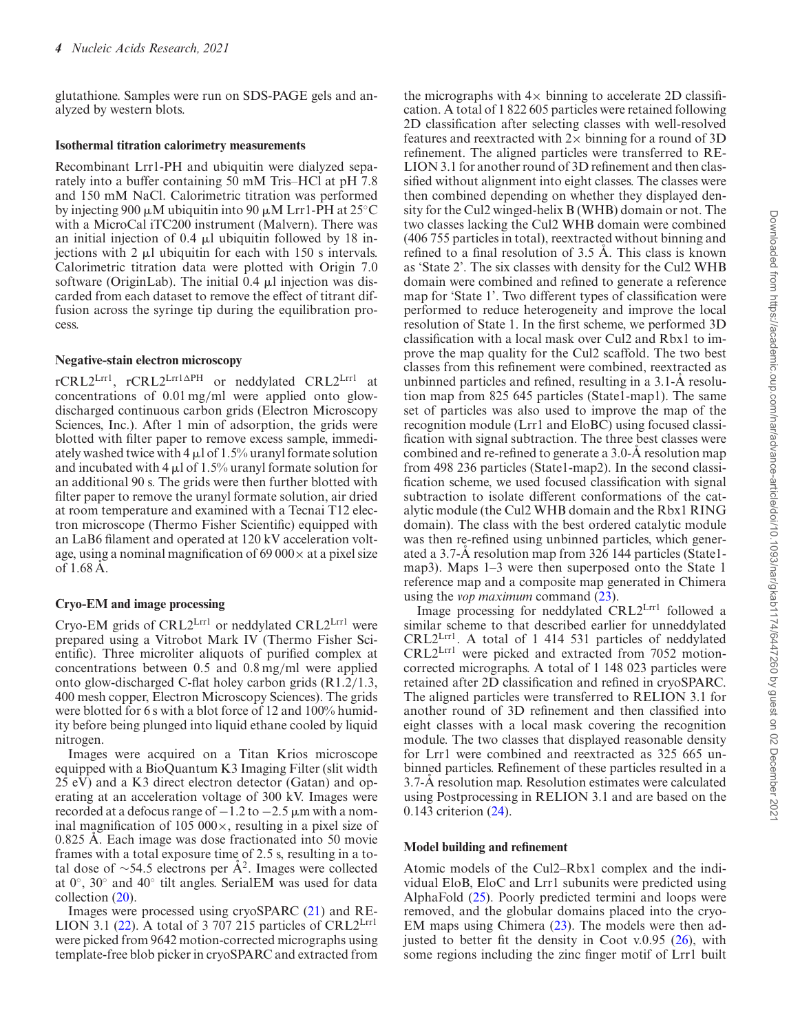glutathione. Samples were run on SDS-PAGE gels and analyzed by western blots.

### Isothermal titration calorimetry measurements

Recombinant Lrr1-PH and ubiquitin were dialyzed separately into a buffer containing 50 mM Tris–HCl at pH 7.8 and 150 mM NaCl. Calorimetric titration was performed by injecting 900 μM ubiquitin into 90 μM Lrr1-PH at 25°C with a MicroCal iTC200 instrument (Malvern). There was an initial injection of 0.4 μl ubiquitin followed by 18 injections with 2 μl ubiquitin for each with 150 s intervals. Calorimetric titration data were plotted with Origin 7.0 software (OriginLab). The initial 0.4 μl injection was discarded from each dataset to remove the effect of titrant diffusion across the syringe tip during the equilibration process.

### Negative-stain electron microscopy

rCRL2$^{Lrr1}$, rCRL2$^{Lrr1\Delta PH}$ or neddylated CRL2$^{Lrr1}$ at concentrations of 0.01 mg/ml were applied onto glow-discharged continuous carbon grids (Electron Microscopy Sciences, Inc.). After 1 min of adsorption, the grids were blotted with filter paper to remove excess sample, immediately washed twice with 4 μl of 1.5% uranyl formate solution and incubated with 4 μl of 1.5% uranyl formate solution for an additional 90 s. The grids were then further blotted with filter paper to remove the uranyl formate solution, air dried at room temperature and examined with a Tecnai T12 electron microscope (Thermo Fisher Scientific) equipped with an LaB6 filament and operated at 120 kV acceleration voltage, using a nominal magnification of 69 000× at a pixel size of 1.68 Å.

### Cryo-EM and image processing

Cryo-EM grids of CRL2$^{Lrr1}$ or neddylated CRL2$^{Lrr1}$ were prepared using a Vitrobot Mark IV (Thermo Fisher Scientific). Three microliter aliquots of purified complex at concentrations between 0.5 and 0.8 mg/ml were applied onto glow-discharged C-flat holey carbon grids (R1.2/1.3, 400 mesh copper, Electron Microscopy Sciences). The grids were blotted for 6 s with a blot force of 12 and 100% humidity before being plunged into liquid ethane cooled by liquid nitrogen.

Images were acquired on a Titan Krios microscope equipped with a BioQuantum K3 Imaging Filter (slit width 25 eV) and a K3 direct electron detector (Gatan) and operating at an acceleration voltage of 300 kV. Images were recorded at a defocus range of −1.2 to −2.5 μm with a nominal magnification of 105 000×, resulting in a pixel size of 0.825 Å. Each image was dose fractionated into 50 movie frames with a total exposure time of 2.5 s, resulting in a total dose of ~54.5 electrons per Å$^2$. Images were collected at 0°, 30° and 40° tilt angles. SerialEM was used for data collection (20).

Images were processed using cryoSPARC (21) and RELION 3.1 (22). A total of 3 707 215 particles of CRL2$^{Lrr1}$ were picked from 9642 motion-corrected micrographs using template-free blob picker in cryoSPARC and extracted from the micrographs with 4× binning to accelerate 2D classification. A total of 1 822 605 particles were retained following 2D classification after selecting classes with well-resolved features and reextracted with 2× binning for a round of 3D refinement. The aligned particles were transferred to RELION 3.1 for another round of 3D refinement and then classified without alignment into eight classes. The classes were then combined depending on whether they displayed density for the Cul2 winged-helix B (WHB) domain or not. The two classes lacking the Cul2 WHB domain were combined (406 755 particles in total), reextracted without binning and refined to a final resolution of 3.5 Å. This class is known as 'State 2'. The six classes with density for the Cul2 WHB domain were combined and refined to generate a reference map for 'State 1'. Two different types of classification were performed to reduce heterogeneity and improve the local resolution of State 1. In the first scheme, we performed 3D classification with a local mask over Cul2 and Rbx1 to improve the map quality for the Cul2 scaffold. The two best classes from this refinement were combined, reextracted as unbinned particles and refined, resulting in a 3.1-Å resolution map from 825 645 particles (State1-map1). The same set of particles was also used to improve the map of the recognition module (Lrr1 and EloBC) using focused classification with signal subtraction. The three best classes were combined and re-refined to generate a 3.0-Å resolution map from 498 236 particles (State1-map2). In the second classification scheme, we used focused classification with signal subtraction to isolate different conformations of the catalytic module (the Cul2 WHB domain and the Rbx1 RING domain). The class with the best ordered catalytic module was then re-refined using unbinned particles, which generated a 3.7-Å resolution map from 326 144 particles (State1-map3). Maps 1–3 were then superposed onto the State 1 reference map and a composite map generated in Chimera using the *vop maximum* command (23).

Image processing for neddylated CRL2$^{Lrr1}$ followed a similar scheme to that described earlier for unneddylated CRL2$^{Lrr1}$. A total of 1 414 531 particles of neddylated CRL2$^{Lrr1}$ were picked and extracted from 7052 motion-corrected micrographs. A total of 1 148 023 particles were retained after 2D classification and refined in cryoSPARC. The aligned particles were transferred to RELION 3.1 for another round of 3D refinement and then classified into eight classes with a local mask covering the recognition module. The two classes that displayed reasonable density for Lrr1 were combined and reextracted as 325 665 unbinned particles. Refinement of these particles resulted in a 3.7-Å resolution map. Resolution estimates were calculated using Postprocessing in RELION 3.1 and are based on the 0.143 criterion (24).

### Model building and refinement

Atomic models of the Cul2–Rbx1 complex and the individual EloB, EloC and Lrr1 subunits were predicted using AlphaFold (25). Poorly predicted termini and loops were removed, and the globular domains placed into the cryo-EM maps using Chimera (23). The models were then adjusted to better fit the density in Coot v.0.95 (26), with some regions including the zinc finger motif of Lrr1 built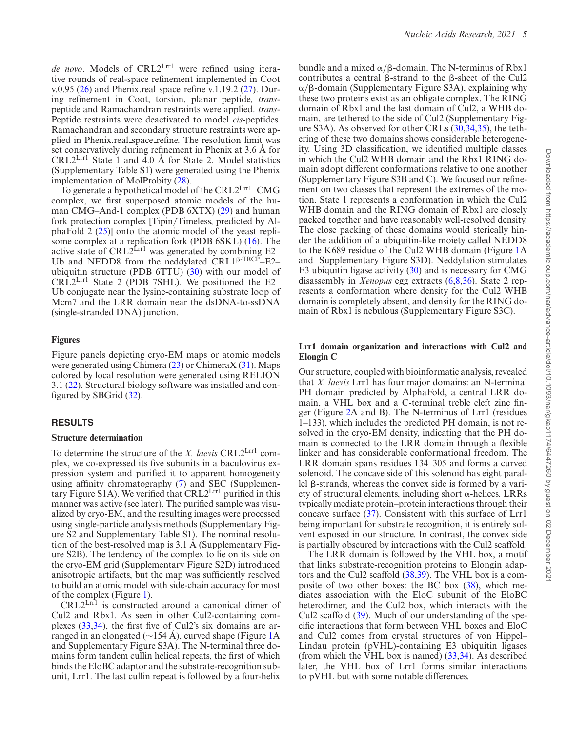*de novo*. Models of CRL2$^{Lrr1}$ were refined using iterative rounds of real-space refinement implemented in Coot v.0.95 (26) and Phenix.real_space_refine v.1.19.2 (27). During refinement in Coot, torsion, planar peptide, *trans*-peptide and Ramachandran restraints were applied. *trans*-Peptide restraints were deactivated to model *cis*-peptides. Ramachandran and secondary structure restraints were applied in Phenix.real_space_refine. The resolution limit was set conservatively during refinement in Phenix at 3.6 Å for CRL2$^{Lrr1}$ State 1 and 4.0 Å for State 2. Model statistics (Supplementary Table S1) were generated using the Phenix implementation of MolProbity (28).

To generate a hypothetical model of the CRL2$^{Lrr1}$–CMG complex, we first superposed atomic models of the human CMG–And-1 complex (PDB 6XTX) (29) and human fork protection complex [Tipin/Timeless, predicted by AlphaFold 2 (25)] onto the atomic model of the yeast replisome complex at a replication fork (PDB 6SKL) (16). The active state of CRL2$^{Lrr1}$ was generated by combining E2–Ub and NEDD8 from the neddylated CRL1$^{\beta\text{-TRCP}}$–E2–ubiquitin structure (PDB 6TTU) (30) with our model of CRL2$^{Lrr1}$ State 2 (PDB 7SHL). We positioned the E2–Ub conjugate near the lysine-containing substrate loop of Mcm7 and the LRR domain near the dsDNA-to-ssDNA (single-stranded DNA) junction.

### Figures

Figure panels depicting cryo-EM maps or atomic models were generated using Chimera (23) or ChimeraX (31). Maps colored by local resolution were generated using RELION 3.1 (22). Structural biology software was installed and configured by SBGrid (32).

## RESULTS

### Structure determination

To determine the structure of the *X. laevis* CRL2$^{Lrr1}$ complex, we co-expressed its five subunits in a baculovirus expression system and purified it to apparent homogeneity using affinity chromatography (7) and SEC (Supplementary Figure S1A). We verified that CRL2$^{Lrr1}$ purified in this manner was active (see later). The purified sample was visualized by cryo-EM, and the resulting images were processed using single-particle analysis methods (Supplementary Figure S2 and Supplementary Table S1). The nominal resolution of the best-resolved map is 3.1 Å (Supplementary Figure S2B). The tendency of the complex to lie on its side on the cryo-EM grid (Supplementary Figure S2D) introduced anisotropic artifacts, but the map was sufficiently resolved to build an atomic model with side-chain accuracy for most of the complex (Figure 1).

CRL2$^{Lrr1}$ is constructed around a canonical dimer of Cul2 and Rbx1. As seen in other Cul2-containing complexes (33,34), the first five of Cul2's six domains are arranged in an elongated (~154 Å), curved shape (Figure 1A and Supplementary Figure S3A). The N-terminal three domains form tandem cullin helical repeats, the first of which binds the EloBC adaptor and the substrate-recognition subunit, Lrr1. The last cullin repeat is followed by a four-helix bundle and a mixed α/β-domain. The N-terminus of Rbx1 contributes a central β-strand to the β-sheet of the Cul2 α/β-domain (Supplementary Figure S3A), explaining why these two proteins exist as an obligate complex. The RING domain of Rbx1 and the last domain of Cul2, a WHB domain, are tethered to the side of Cul2 (Supplementary Figure S3A). As observed for other CRLs (30,34,35), the tethering of these two domains shows considerable heterogeneity. Using 3D classification, we identified multiple classes in which the Cul2 WHB domain and the Rbx1 RING domain adopt different conformations relative to one another (Supplementary Figure S3B and C). We focused our refinement on two classes that represent the extremes of the motion. State 1 represents a conformation in which the Cul2 WHB domain and the RING domain of Rbx1 are closely packed together and have reasonably well-resolved density. The close packing of these domains would sterically hinder the addition of a ubiquitin-like moiety called NEDD8 to the K689 residue of the Cul2 WHB domain (Figure 1A and Supplementary Figure S3D). Neddylation stimulates E3 ubiquitin ligase activity (30) and is necessary for CMG disassembly in *Xenopus* egg extracts (6,8,36). State 2 represents a conformation where density for the Cul2 WHB domain is completely absent, and density for the RING domain of Rbx1 is nebulous (Supplementary Figure S3C).

### Lrr1 domain organization and interactions with Cul2 and Elongin C

Our structure, coupled with bioinformatic analysis, revealed that *X. laevis* Lrr1 has four major domains: an N-terminal PH domain predicted by AlphaFold, a central LRR domain, a VHL box and a C-terminal treble cleft zinc finger (Figure 2A and B). The N-terminus of Lrr1 (residues 1–133), which includes the predicted PH domain, is not resolved in the cryo-EM density, indicating that the PH domain is connected to the LRR domain through a flexible linker and has considerable conformational freedom. The LRR domain spans residues 134–305 and forms a curved solenoid. The concave side of this solenoid has eight parallel β-strands, whereas the convex side is formed by a variety of structural elements, including short α-helices. LRRs typically mediate protein–protein interactions through their concave surface (37). Consistent with this surface of Lrr1 being important for substrate recognition, it is entirely solvent exposed in our structure. In contrast, the convex side is partially obscured by interactions with the Cul2 scaffold.

The LRR domain is followed by the VHL box, a motif that links substrate-recognition proteins to Elongin adaptors and the Cul2 scaffold (38,39). The VHL box is a composite of two other boxes: the BC box (38), which mediates association with the EloC subunit of the EloBC heterodimer, and the Cul2 box, which interacts with the Cul2 scaffold (39). Much of our understanding of the specific interactions that form between VHL boxes and EloC and Cul2 comes from crystal structures of von Hippel–Lindau protein (pVHL)-containing E3 ubiquitin ligases (from which the VHL box is named) (33,34). As described later, the VHL box of Lrr1 forms similar interactions to pVHL but with some notable differences.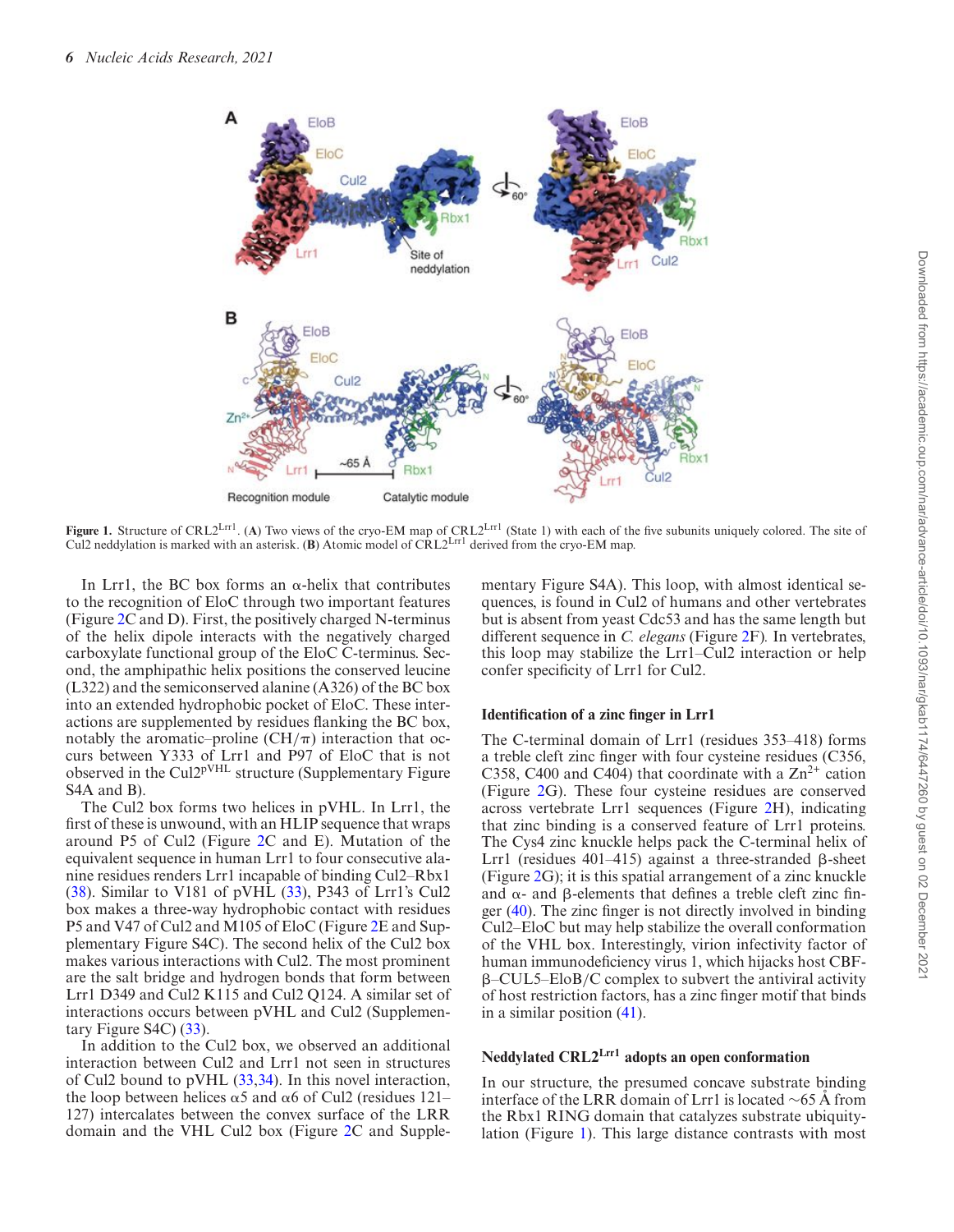**Figure 1.** Structure of CRL2$^{Lrr1}$. (**A**) Two views of the cryo-EM map of CRL2$^{Lrr1}$ (State 1) with each of the five subunits uniquely colored. The site of Cul2 neddylation is marked with an asterisk. (**B**) Atomic model of CRL2$^{Lrr1}$ derived from the cryo-EM map.

In Lrr1, the BC box forms an α-helix that contributes to the recognition of EloC through two important features (Figure 2C and D). First, the positively charged N-terminus of the helix dipole interacts with the negatively charged carboxylate functional group of the EloC C-terminus. Second, the amphipathic helix positions the conserved leucine (L322) and the semiconserved alanine (A326) of the BC box into an extended hydrophobic pocket of EloC. These interactions are supplemented by residues flanking the BC box, notably the aromatic–proline (CH/π) interaction that occurs between Y333 of Lrr1 and P97 of EloC that is not observed in the Cul2$^{pVHL}$ structure (Supplementary Figure S4A and B).

The Cul2 box forms two helices in pVHL. In Lrr1, the first of these is unwound, with an HLIP sequence that wraps around P5 of Cul2 (Figure 2C and E). Mutation of the equivalent sequence in human Lrr1 to four consecutive alanine residues renders Lrr1 incapable of binding Cul2–Rbx1 (38). Similar to V181 of pVHL (33), P343 of Lrr1's Cul2 box makes a three-way hydrophobic contact with residues P5 and V47 of Cul2 and M105 of EloC (Figure 2E and Supplementary Figure S4C). The second helix of the Cul2 box makes various interactions with Cul2. The most prominent are the salt bridge and hydrogen bonds that form between Lrr1 D349 and Cul2 K115 and Cul2 Q124. A similar set of interactions occurs between pVHL and Cul2 (Supplementary Figure S4C) (33).

In addition to the Cul2 box, we observed an additional interaction between Cul2 and Lrr1 not seen in structures of Cul2 bound to pVHL (33,34). In this novel interaction, the loop between helices α5 and α6 of Cul2 (residues 121–127) intercalates between the convex surface of the LRR domain and the VHL Cul2 box (Figure 2C and Supplementary Figure S4A). This loop, with almost identical sequences, is found in Cul2 of humans and other vertebrates but is absent from yeast Cdc53 and has the same length but different sequence in *C. elegans* (Figure 2F). In vertebrates, this loop may stabilize the Lrr1–Cul2 interaction or help confer specificity of Lrr1 for Cul2.

## Identification of a zinc finger in Lrr1

The C-terminal domain of Lrr1 (residues 353–418) forms a treble cleft zinc finger with four cysteine residues (C356, C358, C400 and C404) that coordinate with a $Zn^{2+}$ cation (Figure 2G). These four cysteine residues are conserved across vertebrate Lrr1 sequences (Figure 2H), indicating that zinc binding is a conserved feature of Lrr1 proteins. The Cys4 zinc knuckle helps pack the C-terminal helix of Lrr1 (residues 401–415) against a three-stranded β-sheet (Figure 2G); it is this spatial arrangement of a zinc knuckle and α- and β-elements that defines a treble cleft zinc finger (40). The zinc finger is not directly involved in binding Cul2–EloC but may help stabilize the overall conformation of the VHL box. Interestingly, virion infectivity factor of human immunodeficiency virus 1, which hijacks host CBF-β–CUL5–EloB/C complex to subvert the antiviral activity of host restriction factors, has a zinc finger motif that binds in a similar position (41).

## Neddylated CRL2$^{Lrr1}$ adopts an open conformation

In our structure, the presumed concave substrate binding interface of the LRR domain of Lrr1 is located ~65 Å from the Rbx1 RING domain that catalyzes substrate ubiquitylation (Figure 1). This large distance contrasts with most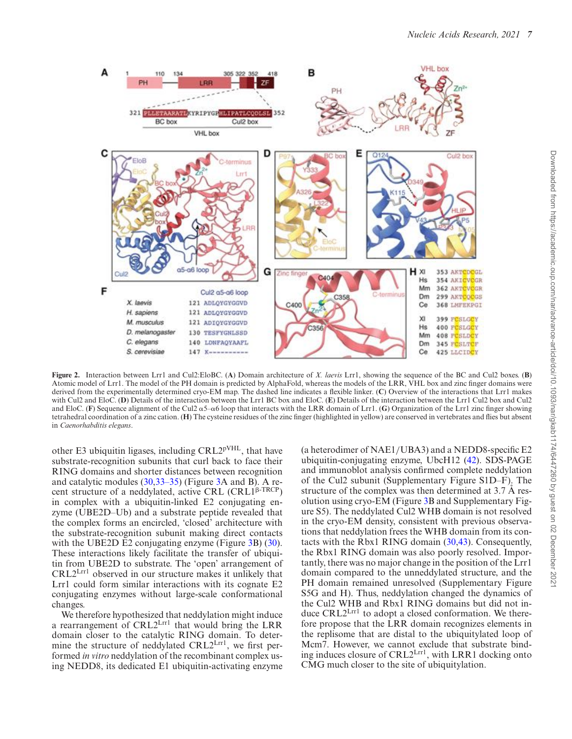**Figure 2.** Interaction between Lrr1 and Cul2:EloBC. (**A**) Domain architecture of *X. laevis* Lrr1, showing the sequence of the BC and Cul2 boxes. (**B**) Atomic model of Lrr1. The model of the PH domain is predicted by AlphaFold, whereas the models of the LRR, VHL box and zinc finger domains were derived from the experimentally determined cryo-EM map. The dashed line indicates a flexible linker. (**C**) Overview of the interactions that Lrr1 makes with Cul2 and EloC. (**D**) Details of the interaction between the Lrr1 BC box and EloC. (**E**) Details of the interaction between the Lrr1 Cul2 box and Cul2 and EloC. (**F**) Sequence alignment of the Cul2 α5–α6 loop that interacts with the LRR domain of Lrr1. (**G**) Organization of the Lrr1 zinc finger showing tetrahedral coordination of a zinc cation. (**H**) The cysteine residues of the zinc finger (highlighted in yellow) are conserved in vertebrates and flies but absent in *Caenorhabditis elegans*.

other E3 ubiquitin ligases, including CRL2$^{pVHL}$, that have substrate-recognition subunits that curl back to face their RING domains and shorter distances between recognition and catalytic modules (30,33–35) (Figure 3A and B). A recent structure of a neddylated, active CRL (CRL1$^{\beta\text{-TRCP}}$) in complex with a ubiquitin-linked E2 conjugating enzyme (UBE2D–Ub) and a substrate peptide revealed that the complex forms an encircled, 'closed' architecture with the substrate-recognition subunit making direct contacts with the UBE2D E2 conjugating enzyme (Figure 3B) (30). These interactions likely facilitate the transfer of ubiquitin from UBE2D to substrate. The 'open' arrangement of CRL2$^{Lrr1}$ observed in our structure makes it unlikely that Lrr1 could form similar interactions with its cognate E2 conjugating enzymes without large-scale conformational changes.

We therefore hypothesized that neddylation might induce a rearrangement of CRL2$^{Lrr1}$ that would bring the LRR domain closer to the catalytic RING domain. To determine the structure of neddylated CRL2$^{Lrr1}$, we first performed *in vitro* neddylation of the recombinant complex using NEDD8, its dedicated E1 ubiquitin-activating enzyme (a heterodimer of NAE1/UBA3) and a NEDD8-specific E2 ubiquitin-conjugating enzyme, UbcH12 (42). SDS-PAGE and immunoblot analysis confirmed complete neddylation of the Cul2 subunit (Supplementary Figure S1D–F). The structure of the complex was then determined at 3.7 Å resolution using cryo-EM (Figure 3B and Supplementary Figure S5). The neddylated Cul2 WHB domain is not resolved in the cryo-EM density, consistent with previous observations that neddylation frees the WHB domain from its contacts with the Rbx1 RING domain (30,43). Consequently, the Rbx1 RING domain was also poorly resolved. Importantly, there was no major change in the position of the Lrr1 domain compared to the unneddylated structure, and the PH domain remained unresolved (Supplementary Figure S5G and H). Thus, neddylation changed the dynamics of the Cul2 WHB and Rbx1 RING domains but did not induce CRL2$^{Lrr1}$ to adopt a closed conformation. We therefore propose that the LRR domain recognizes elements in the replisome that are distal to the ubiquitylated loop of Mcm7. However, we cannot exclude that substrate binding induces closure of CRL2$^{Lrr1}$, with LRR1 docking onto CMG much closer to the site of ubiquitylation.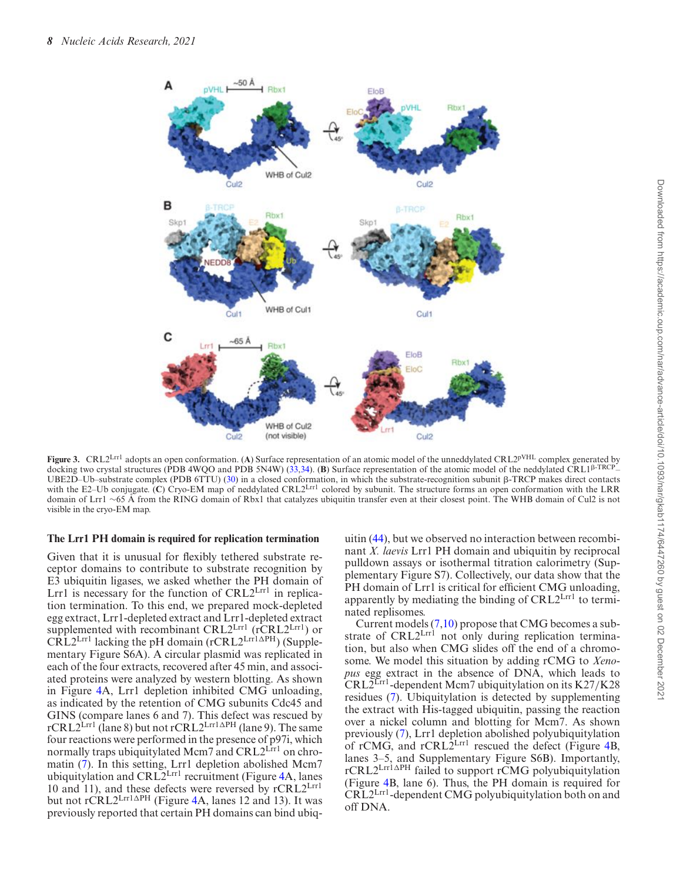**Figure 3.** CRL2$^{Lrr1}$ adopts an open conformation. (**A**) Surface representation of an atomic model of the unneddylated CRL2$^{pVHL}$ complex generated by docking two crystal structures (PDB 4WQO and PDB 5N4W) (33,34). (**B**) Surface representation of the atomic model of the neddylated CRL1$^{β\text{-}TRCP}$–UBE2D–Ub–substrate complex (PDB 6TTU) (30) in a closed conformation, in which the substrate-recognition subunit β-TRCP makes direct contacts with the E2–Ub conjugate. (**C**) Cryo-EM map of neddylated CRL2$^{Lrr1}$ colored by subunit. The structure forms an open conformation with the LRR domain of Lrr1 ∼65 Å from the RING domain of Rbx1 that catalyzes ubiquitin transfer even at their closest point. The WHB domain of Cul2 is not visible in the cryo-EM map.

### The Lrr1 PH domain is required for replication termination

Given that it is unusual for flexibly tethered substrate receptor domains to contribute to substrate recognition by E3 ubiquitin ligases, we asked whether the PH domain of Lrr1 is necessary for the function of CRL2$^{Lrr1}$ in replication termination. To this end, we prepared mock-depleted egg extract, Lrr1-depleted extract and Lrr1-depleted extract supplemented with recombinant CRL2$^{Lrr1}$ (rCRL2$^{Lrr1}$) or CRL2$^{Lrr1}$ lacking the pH domain (rCRL2$^{Lrr1ΔPH}$) (Supplementary Figure S6A). A circular plasmid was replicated in each of the four extracts, recovered after 45 min, and associated proteins were analyzed by western blotting. As shown in Figure 4A, Lrr1 depletion inhibited CMG unloading, as indicated by the retention of CMG subunits Cdc45 and GINS (compare lanes 6 and 7). This defect was rescued by rCRL2$^{Lrr1}$ (lane 8) but not rCRL2$^{Lrr1ΔPH}$ (lane 9). The same four reactions were performed in the presence of p97i, which normally traps ubiquitylated Mcm7 and CRL2$^{Lrr1}$ on chromatin (7). In this setting, Lrr1 depletion abolished Mcm7 ubiquitylation and CRL2$^{Lrr1}$ recruitment (Figure 4A, lanes 10 and 11), and these defects were reversed by rCRL2$^{Lrr1}$ but not rCRL2$^{Lrr1ΔPH}$ (Figure 4A, lanes 12 and 13). It was previously reported that certain PH domains can bind ubiquitin (44), but we observed no interaction between recombinant *X. laevis* Lrr1 PH domain and ubiquitin by reciprocal pulldown assays or isothermal titration calorimetry (Supplementary Figure S7). Collectively, our data show that the PH domain of Lrr1 is critical for efficient CMG unloading, apparently by mediating the binding of CRL2$^{Lrr1}$ to terminated replisomes.

Current models (7,10) propose that CMG becomes a substrate of CRL2$^{Lrr1}$ not only during replication termination, but also when CMG slides off the end of a chromosome. We model this situation by adding rCMG to *Xenopus* egg extract in the absence of DNA, which leads to CRL2$^{Lrr1}$-dependent Mcm7 ubiquitylation on its K27/K28 residues (7). Ubiquitylation is detected by supplementing the extract with His-tagged ubiquitin, passing the reaction over a nickel column and blotting for Mcm7. As shown previously (7), Lrr1 depletion abolished polyubiquitylation of rCMG, and rCRL2$^{Lrr1}$ rescued the defect (Figure 4B, lanes 3–5, and Supplementary Figure S6B). Importantly, rCRL2$^{Lrr1ΔPH}$ failed to support rCMG polyubiquitylation (Figure 4B, lane 6). Thus, the PH domain is required for CRL2$^{Lrr1}$-dependent CMG polyubiquitylation both on and off DNA.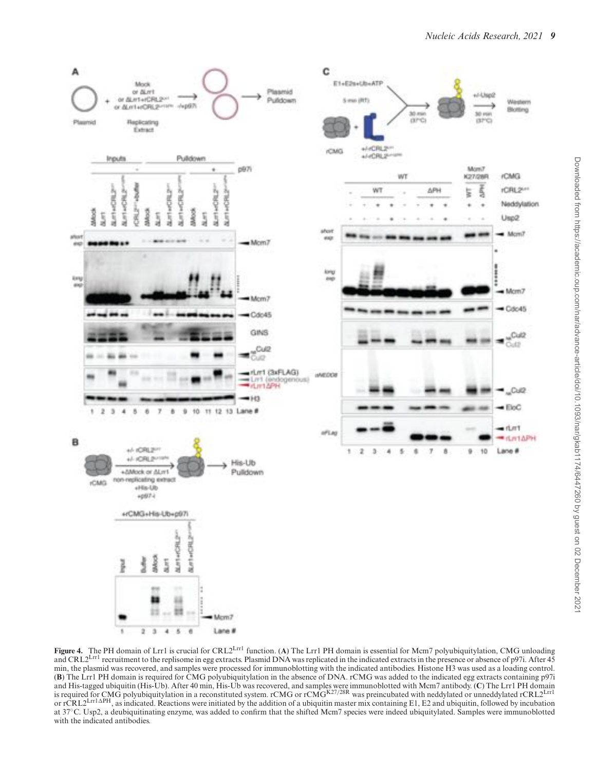**Figure 4.** The PH domain of Lrr1 is crucial for CRL2$^{Lrr1}$ function. (**A**) The Lrr1 PH domain is essential for Mcm7 polyubiquitylation, CMG unloading and CRL2$^{Lrr1}$ recruitment to the replisome in egg extracts. Plasmid DNA was replicated in the indicated extracts in the presence or absence of p97i. After 45 min, the plasmid was recovered, and samples were processed for immunoblotting with the indicated antibodies. Histone H3 was used as a loading control. (**B**) The Lrr1 PH domain is required for CMG polyubiquitylation in the absence of DNA. rCMG was added to the indicated egg extracts containing p97i and His-tagged ubiquitin (His-Ub). After 40 min, His-Ub was recovered, and samples were immunoblotted with Mcm7 antibody. (**C**) The Lrr1 PH domain is required for CMG polyubiquitylation in a reconstituted system. rCMG or rCMG$^{K27/28R}$ was preincubated with neddylated or unneddylated rCRL2$^{Lrr1}$ or rCRL2$^{Lrr1\Delta PH}$, as indicated. Reactions were initiated by the addition of a ubiquitin master mix containing E1, E2 and ubiquitin, followed by incubation at 37°C. Usp2, a deubiquitinating enzyme, was added to confirm that the shifted Mcm7 species were indeed ubiquitylated. Samples were immunoblotted with the indicated antibodies.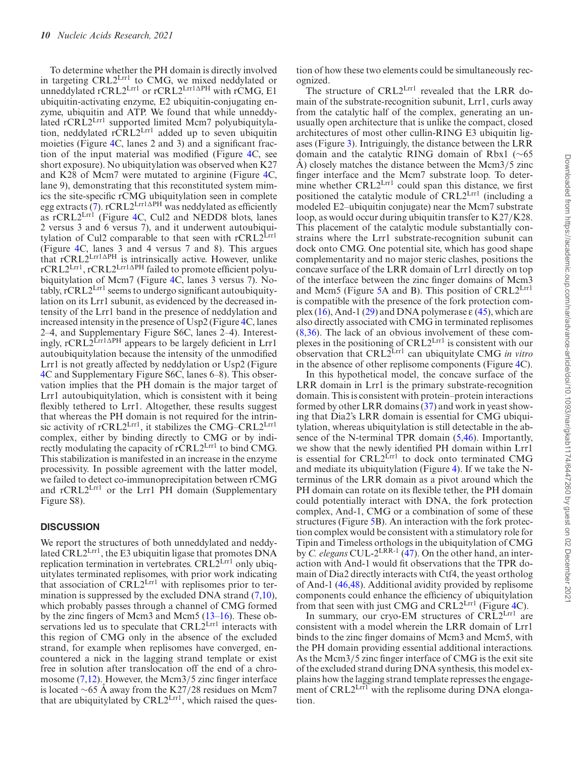To determine whether the PH domain is directly involved in targeting CRL2$^{Lrr1}$ to CMG, we mixed neddylated or unneddylated rCRL2$^{Lrr1}$ or rCRL2$^{Lrr1\Delta PH}$ with rCMG, E1 ubiquitin-activating enzyme, E2 ubiquitin-conjugating enzyme, ubiquitin and ATP. We found that while unneddylated rCRL2$^{Lrr1}$ supported limited Mcm7 polyubiquitylation, neddylated rCRL2$^{Lrr1}$ added up to seven ubiquitin moieties (Figure 4C, lanes 2 and 3) and a significant fraction of the input material was modified (Figure 4C, see short exposure). No ubiquitylation was observed when K27 and K28 of Mcm7 were mutated to arginine (Figure 4C, lane 9), demonstrating that this reconstituted system mimics the site-specific rCMG ubiquitylation seen in complete egg extracts (7). rCRL2$^{Lrr1\Delta PH}$ was neddylated as efficiently as rCRL2$^{Lrr1}$ (Figure 4C, Cul2 and NEDD8 blots, lanes 2 versus 3 and 6 versus 7), and it underwent autoubiquitylation of Cul2 comparable to that seen with rCRL2$^{Lrr1}$ (Figure 4C, lanes 3 and 4 versus 7 and 8). This argues that rCRL2$^{Lrr1\Delta PH}$ is intrinsically active. However, unlike rCRL2$^{Lrr1}$, rCRL2$^{Lrr1\Delta PH}$ failed to promote efficient polyubiquitylation of Mcm7 (Figure 4C, lanes 3 versus 7). Notably, rCRL2$^{Lrr1}$ seems to undergo significant autoubiquitylation on its Lrr1 subunit, as evidenced by the decreased intensity of the Lrr1 band in the presence of neddylation and increased intensity in the presence of Usp2 (Figure 4C, lanes 2–4, and Supplementary Figure S6C, lanes 2–4). Interestingly, rCRL2$^{Lrr1\Delta PH}$ appears to be largely deficient in Lrr1 autoubiquitylation because the intensity of the unmodified Lrr1 is not greatly affected by neddylation or Usp2 (Figure 4C and Supplementary Figure S6C, lanes 6–8). This observation implies that the PH domain is the major target of Lrr1 autoubiquitylation, which is consistent with it being flexibly tethered to Lrr1. Altogether, these results suggest that whereas the PH domain is not required for the intrinsic activity of rCRL2$^{Lrr1}$, it stabilizes the CMG–CRL2$^{Lrr1}$ complex, either by binding directly to CMG or by indirectly modulating the capacity of rCRL2$^{Lrr1}$ to bind CMG. This stabilization is manifested in an increase in the enzyme processivity. In possible agreement with the latter model, we failed to detect co-immunoprecipitation between rCMG and rCRL2$^{Lrr1}$ or the Lrr1 PH domain (Supplementary Figure S8).

## DISCUSSION

We report the structures of both unneddylated and neddylated CRL2$^{Lrr1}$, the E3 ubiquitin ligase that promotes DNA replication termination in vertebrates. CRL2$^{Lrr1}$ only ubiquitylates terminated replisomes, with prior work indicating that association of CRL2$^{Lrr1}$ with replisomes prior to termination is suppressed by the excluded DNA strand (7,10), which probably passes through a channel of CMG formed by the zinc fingers of Mcm3 and Mcm5 (13–16). These observations led us to speculate that CRL2$^{Lrr1}$ interacts with this region of CMG only in the absence of the excluded strand, for example when replisomes have converged, encountered a nick in the lagging strand template or exist free in solution after translocation off the end of a chromosome (7,12). However, the Mcm3/5 zinc finger interface is located ~65 Å away from the K27/28 residues on Mcm7 that are ubiquitylated by CRL2$^{Lrr1}$, which raised the question of how these two elements could be simultaneously recognized.

The structure of CRL2$^{Lrr1}$ revealed that the LRR domain of the substrate-recognition subunit, Lrr1, curls away from the catalytic half of the complex, generating an unusually open architecture that is unlike the compact, closed architectures of most other cullin-RING E3 ubiquitin ligases (Figure 3). Intriguingly, the distance between the LRR domain and the catalytic RING domain of Rbx1 (~65 Å) closely matches the distance between the Mcm3/5 zinc finger interface and the Mcm7 substrate loop. To determine whether CRL2$^{Lrr1}$ could span this distance, we first positioned the catalytic module of CRL2$^{Lrr1}$ (including a modeled E2–ubiquitin conjugate) near the Mcm7 substrate loop, as would occur during ubiquitin transfer to K27/K28. This placement of the catalytic module substantially constrains where the Lrr1 substrate-recognition subunit can dock onto CMG. One potential site, which has good shape complementarity and no major steric clashes, positions the concave surface of the LRR domain of Lrr1 directly on top of the interface between the zinc finger domains of Mcm3 and Mcm5 (Figure 5A and B). This position of CRL2$^{Lrr1}$ is compatible with the presence of the fork protection complex (16), And-1 (29) and DNA polymerase ε (45), which are also directly associated with CMG in terminated replisomes (8,36). The lack of an obvious involvement of these complexes in the positioning of CRL2$^{Lrr1}$ is consistent with our observation that CRL2$^{Lrr1}$ can ubiquitylate CMG *in vitro* in the absence of other replisome components (Figure 4C).

In this hypothetical model, the concave surface of the LRR domain in Lrr1 is the primary substrate-recognition domain. This is consistent with protein–protein interactions formed by other LRR domains (37) and work in yeast showing that Dia2's LRR domain is essential for CMG ubiquitylation, whereas ubiquitylation is still detectable in the absence of the N-terminal TPR domain (5,46). Importantly, we show that the newly identified PH domain within Lrr1 is essential for CRL2$^{Lrr1}$ to dock onto terminated CMG and mediate its ubiquitylation (Figure 4). If we take the N-terminus of the LRR domain as a pivot around which the PH domain can rotate on its flexible tether, the PH domain could potentially interact with DNA, the fork protection complex, And-1, CMG or a combination of some of these structures (Figure 5B). An interaction with the fork protection complex would be consistent with a stimulatory role for Tipin and Timeless orthologs in the ubiquitylation of CMG by *C. elegans* CUL-2$^{LRR-1}$ (47). On the other hand, an interaction with And-1 would fit observations that the TPR domain of Dia2 directly interacts with Ctf4, the yeast ortholog of And-1 (46,48). Additional avidity provided by replisome components could enhance the efficiency of ubiquitylation from that seen with just CMG and CRL2$^{Lrr1}$ (Figure 4C).

In summary, our cryo-EM structures of CRL2$^{Lrr1}$ are consistent with a model wherein the LRR domain of Lrr1 binds to the zinc finger domains of Mcm3 and Mcm5, with the PH domain providing essential additional interactions. As the Mcm3/5 zinc finger interface of CMG is the exit site of the excluded strand during DNA synthesis, this model explains how the lagging strand template represses the engagement of CRL2$^{Lrr1}$ with the replisome during DNA elongation.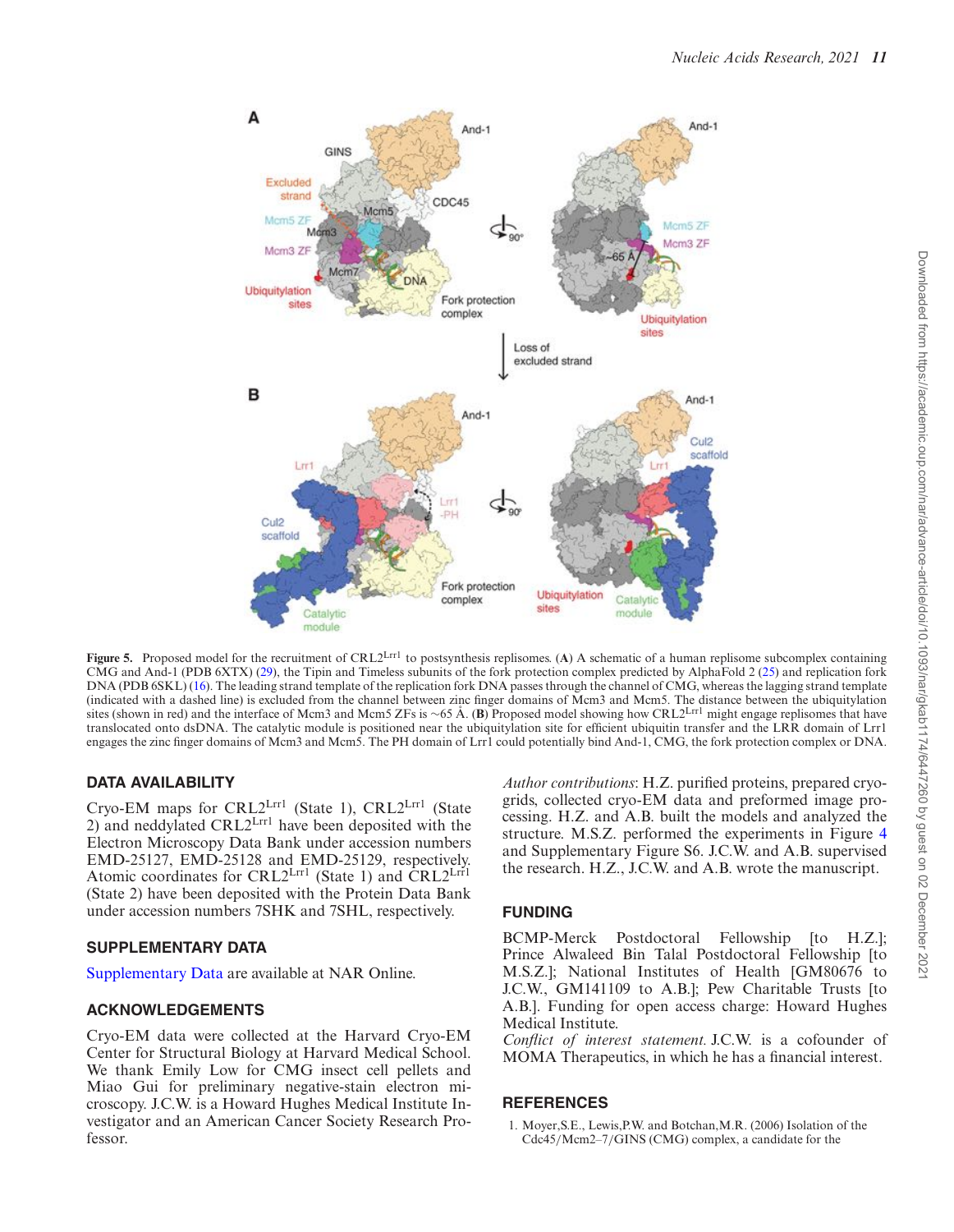**Figure 5.** Proposed model for the recruitment of CRL2[Lrr1] to postsynthesis replisomes. (**A**) A schematic of a human replisome subcomplex containing CMG and And-1 (PDB 6XTX) (29), the Tipin and Timeless subunits of the fork protection complex predicted by AlphaFold 2 (25) and replication fork DNA (PDB 6SKL) (16). The leading strand template of the replication fork DNA passes through the channel of CMG, whereas the lagging strand template (indicated with a dashed line) is excluded from the channel between zinc finger domains of Mcm3 and Mcm5. The distance between the ubiquitylation sites (shown in red) and the interface of Mcm3 and Mcm5 ZFs is ~65 Å. (**B**) Proposed model showing how CRL2[Lrr1] might engage replisomes that have translocated onto dsDNA. The catalytic module is positioned near the ubiquitylation site for efficient ubiquitin transfer and the LRR domain of Lrr1 engages the zinc finger domains of Mcm3 and Mcm5. The PH domain of Lrr1 could potentially bind And-1, CMG, the fork protection complex or DNA.

## DATA AVAILABILITY

Cryo-EM maps for CRL2[Lrr1] (State 1), CRL2[Lrr1] (State 2) and neddylated CRL2[Lrr1] have been deposited with the Electron Microscopy Data Bank under accession numbers EMD-25127, EMD-25128 and EMD-25129, respectively. Atomic coordinates for CRL2[Lrr1] (State 1) and CRL2[Lrr1] (State 2) have been deposited with the Protein Data Bank under accession numbers 7SHK and 7SHL, respectively.

## SUPPLEMENTARY DATA

Supplementary Data are available at NAR Online.

## ACKNOWLEDGEMENTS

Cryo-EM data were collected at the Harvard Cryo-EM Center for Structural Biology at Harvard Medical School. We thank Emily Low for CMG insect cell pellets and Miao Gui for preliminary negative-stain electron microscopy. J.C.W. is a Howard Hughes Medical Institute Investigator and an American Cancer Society Research Professor.

*Author contributions*: H.Z. purified proteins, prepared cryo-grids, collected cryo-EM data and preformed image processing. H.Z. and A.B. built the models and analyzed the structure. M.S.Z. performed the experiments in Figure 4 and Supplementary Figure S6. J.C.W. and A.B. supervised the research. H.Z., J.C.W. and A.B. wrote the manuscript.

## FUNDING

BCMP-Merck Postdoctoral Fellowship [to H.Z.]; Prince Alwaleed Bin Talal Postdoctoral Fellowship [to M.S.Z.]; National Institutes of Health [GM80676 to J.C.W., GM141109 to A.B.]; Pew Charitable Trusts [to A.B.]. Funding for open access charge: Howard Hughes Medical Institute.

*Conflict of interest statement.* J.C.W. is a cofounder of MOMA Therapeutics, in which he has a financial interest.

## REFERENCES

1. Moyer,S.E., Lewis,P.W. and Botchan,M.R. (2006) Isolation of the Cdc45/Mcm2–7/GINS (CMG) complex, a candidate for the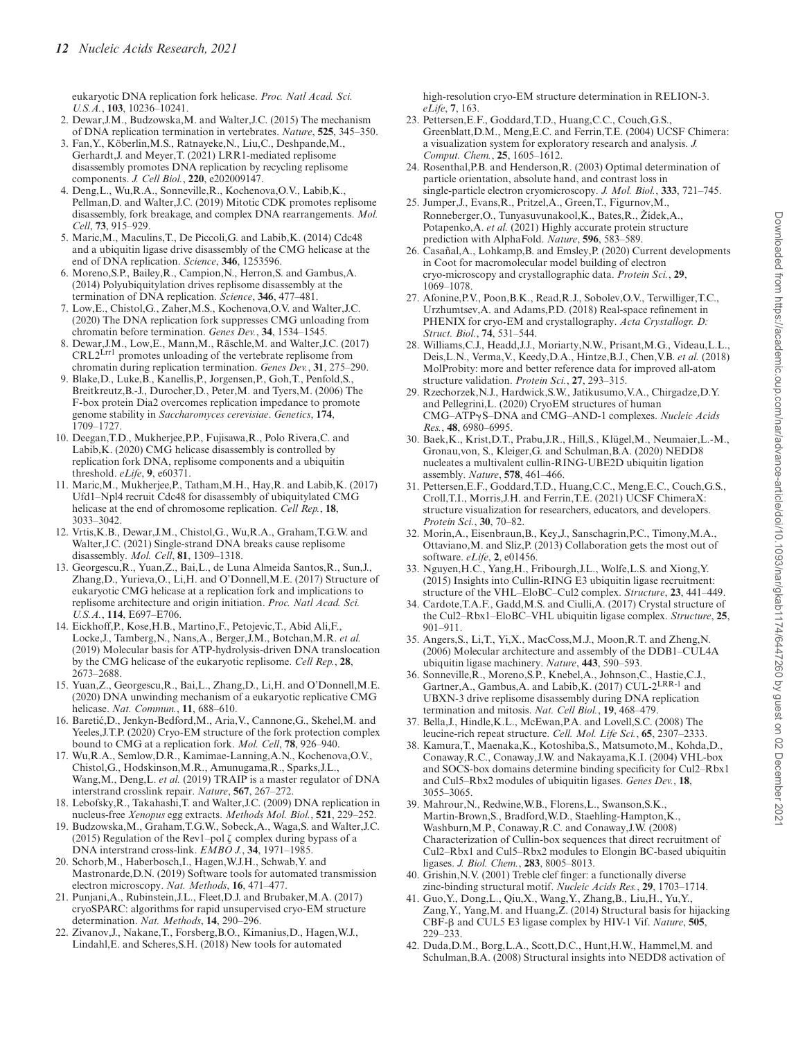eukaryotic DNA replication fork helicase. *Proc. Natl Acad. Sci. U.S.A.*, **103**, 10236–10241.

2. Dewar,J.M., Budzowska,M. and Walter,J.C. (2015) The mechanism of DNA replication termination in vertebrates. *Nature*, **525**, 345–350.
3. Fan,Y., Köberlin,M.S., Ratnayeke,N., Liu,C., Deshpande,M., Gerhardt,J. and Meyer,T. (2021) LRR1-mediated replisome disassembly promotes DNA replication by recycling replisome components. *J. Cell Biol.*, **220**, e202009147.
4. Deng,L., Wu,R.A., Sonneville,R., Kochenova,O.V., Labib,K., Pellman,D. and Walter,J.C. (2019) Mitotic CDK promotes replisome disassembly, fork breakage, and complex DNA rearrangements. *Mol. Cell*, **73**, 915–929.
5. Maric,M., Maculins,T., De Piccoli,G. and Labib,K. (2014) Cdc48 and a ubiquitin ligase drive disassembly of the CMG helicase at the end of DNA replication. *Science*, **346**, 1253596.
6. Moreno,S.P., Bailey,R., Campion,N., Herron,S. and Gambus,A. (2014) Polyubiquitylation drives replisome disassembly at the termination of DNA replication. *Science*, **346**, 477–481.
7. Low,E., Chistol,G., Zaher,M.S., Kochenova,O.V. and Walter,J.C. (2020) The DNA replication fork suppresses CMG unloading from chromatin before termination. *Genes Dev.*, **34**, 1534–1545.
8. Dewar,J.M., Low,E., Mann,M., Räschle,M. and Walter,J.C. (2017) CRL2[Lrr1] promotes unloading of the vertebrate replisome from chromatin during replication termination. *Genes Dev.*, **31**, 275–290.
9. Blake,D., Luke,B., Kanellis,P., Jorgensen,P., Goh,T., Penfold,S., Breitkreutz,B.-J., Durocher,D., Peter,M. and Tyers,M. (2006) The F-box protein Dia2 overcomes replication impedance to promote genome stability in *Saccharomyces cerevisiae*. *Genetics*, **174**, 1709–1727.
10. Deegan,T.D., Mukherjee,P.P., Fujisawa,R., Polo Rivera,C. and Labib,K. (2020) CMG helicase disassembly is controlled by replication fork DNA, replisome components and a ubiquitin threshold. *eLife*, **9**, e60371.
11. Maric,M., Mukherjee,P., Tatham,M.H., Hay,R. and Labib,K. (2017) Ufd1–Npl4 recruit Cdc48 for disassembly of ubiquitylated CMG helicase at the end of chromosome replication. *Cell Rep.*, **18**, 3033–3042.
12. Vrtis,K.B., Dewar,J.M., Chistol,G., Wu,R.A., Graham,T.G.W. and Walter,J.C. (2021) Single-strand DNA breaks cause replisome disassembly. *Mol. Cell*, **81**, 1309–1318.
13. Georgescu,R., Yuan,Z., Bai,L., de Luna Almeida Santos,R., Sun,J., Zhang,D., Yurieva,O., Li,H. and O'Donnell,M.E. (2017) Structure of eukaryotic CMG helicase at a replication fork and implications to replisome architecture and origin initiation. *Proc. Natl Acad. Sci. U.S.A.*, **114**, E697–E706.
14. Eickhoff,P., Kose,H.B., Martino,F., Petojevic,T., Abid Ali,F., Locke,J., Tamberg,N., Nans,A., Berger,J.M., Botchan,M.R. *et al.* (2019) Molecular basis for ATP-hydrolysis-driven DNA translocation by the CMG helicase of the eukaryotic replisome. *Cell Rep.*, **28**, 2673–2688.
15. Yuan,Z., Georgescu,R., Bai,L., Zhang,D., Li,H. and O'Donnell,M.E. (2020) DNA unwinding mechanism of a eukaryotic replicative CMG helicase. *Nat. Commun.*, **11**, 688–610.
16. Baretić,D., Jenkyn-Bedford,M., Aria,V., Cannone,G., Skehel,M. and Yeeles,J.T.P. (2020) Cryo-EM structure of the fork protection complex bound to CMG at a replication fork. *Mol. Cell*, **78**, 926–940.
17. Wu,R.A., Semlow,D.R., Kamimae-Lanning,A.N., Kochenova,O.V., Chistol,G., Hodskinson,M.R., Amunugama,R., Sparks,J.L., Wang,M., Deng,L. *et al.* (2019) TRAIP is a master regulator of DNA interstrand crosslink repair. *Nature*, **567**, 267–272.
18. Lebofsky,R., Takahashi,T. and Walter,J.C. (2009) DNA replication in nucleus-free *Xenopus* egg extracts. *Methods Mol. Biol.*, **521**, 229–252.
19. Budzowska,M., Graham,T.G.W., Sobeck,A., Waga,S. and Walter,J.C. (2015) Regulation of the Rev1–pol ζ complex during bypass of a DNA interstrand cross-link. *EMBO J.*, **34**, 1971–1985.
20. Schorb,M., Haberbosch,I., Hagen,W.J.H., Schwab,Y. and Mastronarde,D.N. (2019) Software tools for automated transmission electron microscopy. *Nat. Methods*, **16**, 471–477.
21. Punjani,A., Rubinstein,J.L., Fleet,D.J. and Brubaker,M.A. (2017) cryoSPARC: algorithms for rapid unsupervised cryo-EM structure determination. *Nat. Methods*, **14**, 290–296.
22. Zivanov,J., Nakane,T., Forsberg,B.O., Kimanius,D., Hagen,W.J., Lindahl,E. and Scheres,S.H. (2018) New tools for automated high-resolution cryo-EM structure determination in RELION-3. *eLife*, **7**, 163.
23. Pettersen,E.F., Goddard,T.D., Huang,C.C., Couch,G.S., Greenblatt,D.M., Meng,E.C. and Ferrin,T.E. (2004) UCSF Chimera: a visualization system for exploratory research and analysis. *J. Comput. Chem.*, **25**, 1605–1612.
24. Rosenthal,P.B. and Henderson,R. (2003) Optimal determination of particle orientation, absolute hand, and contrast loss in single-particle electron cryomicroscopy. *J. Mol. Biol.*, **333**, 721–745.
25. Jumper,J., Evans,R., Pritzel,A., Green,T., Figurnov,M., Ronneberger,O., Tunyasuvunakool,K., Bates,R., Žídek,A., Potapenko,A. *et al.* (2021) Highly accurate protein structure prediction with AlphaFold. *Nature*, **596**, 583–589.
26. Casañal,A., Lohkamp,B. and Emsley,P. (2020) Current developments in Coot for macromolecular model building of electron cryo-microscopy and crystallographic data. *Protein Sci.*, **29**, 1069–1078.
27. Afonine,P.V., Poon,B.K., Read,R.J., Sobolev,O.V., Terwilliger,T.C., Urzhumtsev,A. and Adams,P.D. (2018) Real-space refinement in PHENIX for cryo-EM and crystallography. *Acta Crystallogr. D: Struct. Biol.*, **74**, 531–544.
28. Williams,C.J., Headd,J.J., Moriarty,N.W., Prisant,M.G., Videau,L.L., Deis,L.N., Verma,V., Keedy,D.A., Hintze,B.J., Chen,V.B. *et al.* (2018) MolProbity: more and better reference data for improved all-atom structure validation. *Protein Sci.*, **27**, 293–315.
29. Rzechorzek,N.J., Hardwick,S.W., Jatikusumo,V.A., Chirgadze,D.Y. and Pellegrini,L. (2020) CryoEM structures of human CMG–ATPγS–DNA and CMG–AND-1 complexes. *Nucleic Acids Res.*, **48**, 6980–6995.
30. Baek,K., Krist,D.T., Prabu,J.R., Hill,S., Klügel,M., Neumaier,L.-M., Gronau,von, S., Kleiger,G. and Schulman,B.A. (2020) NEDD8 nucleates a multivalent cullin-RING-UBE2D ubiquitin ligation assembly. *Nature*, **578**, 461–466.
31. Pettersen,E.F., Goddard,T.D., Huang,C.C., Meng,E.C., Couch,G.S., Croll,T.I., Morris,J.H. and Ferrin,T.E. (2021) UCSF ChimeraX: structure visualization for researchers, educators, and developers. *Protein Sci.*, **30**, 70–82.
32. Morin,A., Eisenbraun,B., Key,J., Sanschagrin,P.C., Timony,M.A., Ottaviano,M. and Sliz,P. (2013) Collaboration gets the most out of software. *eLife*, **2**, e01456.
33. Nguyen,H.C., Yang,H., Fribourgh,J.L., Wolfe,L.S. and Xiong,Y. (2015) Insights into Cullin-RING E3 ubiquitin ligase recruitment: structure of the VHL–EloBC–Cul2 complex. *Structure*, **23**, 441–449.
34. Cardote,T.A.F., Gadd,M.S. and Ciulli,A. (2017) Crystal structure of the Cul2–Rbx1–EloBC–VHL ubiquitin ligase complex. *Structure*, **25**, 901–911.
35. Angers,S., Li,T., Yi,X., MacCoss,M.J., Moon,R.T. and Zheng,N. (2006) Molecular architecture and assembly of the DDB1–CUL4A ubiquitin ligase machinery. *Nature*, **443**, 590–593.
36. Sonneville,R., Moreno,S.P., Knebel,A., Johnson,C., Hastie,C.J., Gartner,A., Gambus,A. and Labib,K. (2017) CUL-2[LRR-1] and UBXN-3 drive replisome disassembly during DNA replication termination and mitosis. *Nat. Cell Biol.*, **19**, 468–479.
37. Bella,J., Hindle,K.L., McEwan,P.A. and Lovell,S.C. (2008) The leucine-rich repeat structure. *Cell. Mol. Life Sci.*, **65**, 2307–2333.
38. Kamura,T., Maenaka,K., Kotoshiba,S., Matsumoto,M., Kohda,D., Conaway,R.C., Conaway,J.W. and Nakayama,K.I. (2004) VHL-box and SOCS-box domains determine binding specificity for Cul2–Rbx1 and Cul5–Rbx2 modules of ubiquitin ligases. *Genes Dev.*, **18**, 3055–3065.
39. Mahrour,N., Redwine,W.B., Florens,L., Swanson,S.K., Martin-Brown,S., Bradford,W.D., Staehling-Hampton,K., Washburn,M.P., Conaway,R.C. and Conaway,J.W. (2008) Characterization of Cullin-box sequences that direct recruitment of Cul2–Rbx1 and Cul5–Rbx2 modules to Elongin BC-based ubiquitin ligases. *J. Biol. Chem.*, **283**, 8005–8013.
40. Grishin,N.V. (2001) Treble clef finger: a functionally diverse zinc-binding structural motif. *Nucleic Acids Res.*, **29**, 1703–1714.
41. Guo,Y., Dong,L., Qiu,X., Wang,Y., Zhang,B., Liu,H., Yu,Y., Zang,Y., Yang,M. and Huang,Z. (2014) Structural basis for hijacking CBF-β and CUL5 E3 ligase complex by HIV-1 Vif. *Nature*, **505**, 229–233.
42. Duda,D.M., Borg,L.A., Scott,D.C., Hunt,H.W., Hammel,M. and Schulman,B.A. (2008) Structural insights into NEDD8 activation of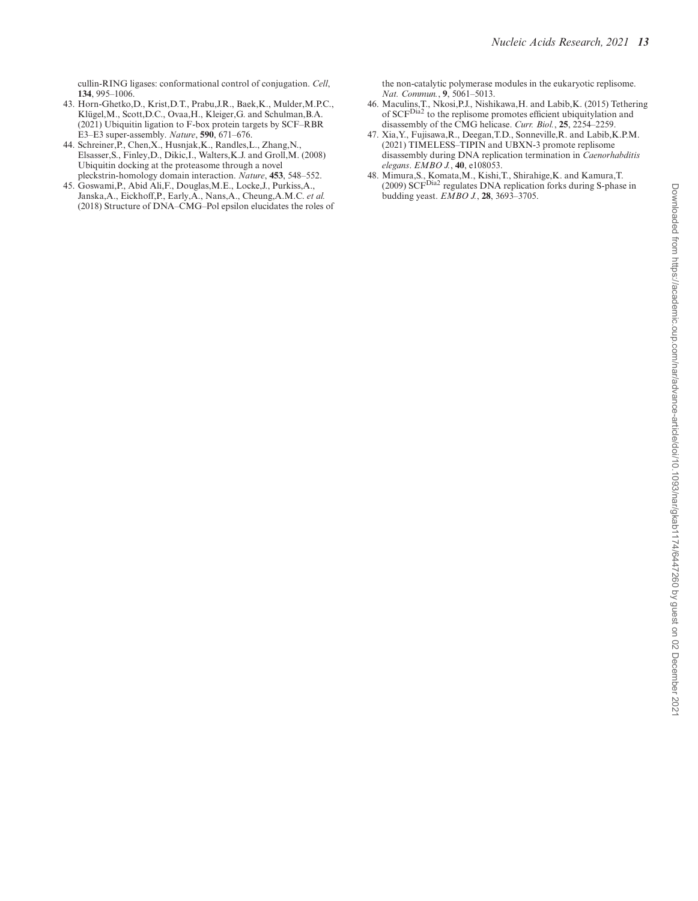cullin-RING ligases: conformational control of conjugation. *Cell*, **134**, 995–1006.

43. Horn-Ghetko,D., Krist,D.T., Prabu,J.R., Baek,K., Mulder,M.P.C., Klügel,M., Scott,D.C., Ovaa,H., Kleiger,G. and Schulman,B.A. (2021) Ubiquitin ligation to F-box protein targets by SCF–RBR E3–E3 super-assembly. *Nature*, **590**, 671–676.
44. Schreiner,P., Chen,X., Husnjak,K., Randles,L., Zhang,N., Elsasser,S., Finley,D., Dikic,I., Walters,K.J. and Groll,M. (2008) Ubiquitin docking at the proteasome through a novel pleckstrin-homology domain interaction. *Nature*, **453**, 548–552.
45. Goswami,P., Abid Ali,F., Douglas,M.E., Locke,J., Purkiss,A., Janska,A., Eickhoff,P., Early,A., Nans,A., Cheung,A.M.C. *et al.* (2018) Structure of DNA–CMG–Pol epsilon elucidates the roles of the non-catalytic polymerase modules in the eukaryotic replisome. *Nat. Commun.*, **9**, 5061–5013.
46. Maculins,T., Nkosi,P.J., Nishikawa,H. and Labib,K. (2015) Tethering of SCF[Dia2] to the replisome promotes efficient ubiquitylation and disassembly of the CMG helicase. *Curr. Biol.*, **25**, 2254–2259.
47. Xia,Y., Fujisawa,R., Deegan,T.D., Sonneville,R. and Labib,K.P.M. (2021) TIMELESS–TIPIN and UBXN-3 promote replisome disassembly during DNA replication termination in *Caenorhabditis elegans*. *EMBO J.*, **40**, e108053.
48. Mimura,S., Komata,M., Kishi,T., Shirahige,K. and Kamura,T. (2009) SCF[Dia2] regulates DNA replication forks during S-phase in budding yeast. *EMBO J.*, **28**, 3693–3705.